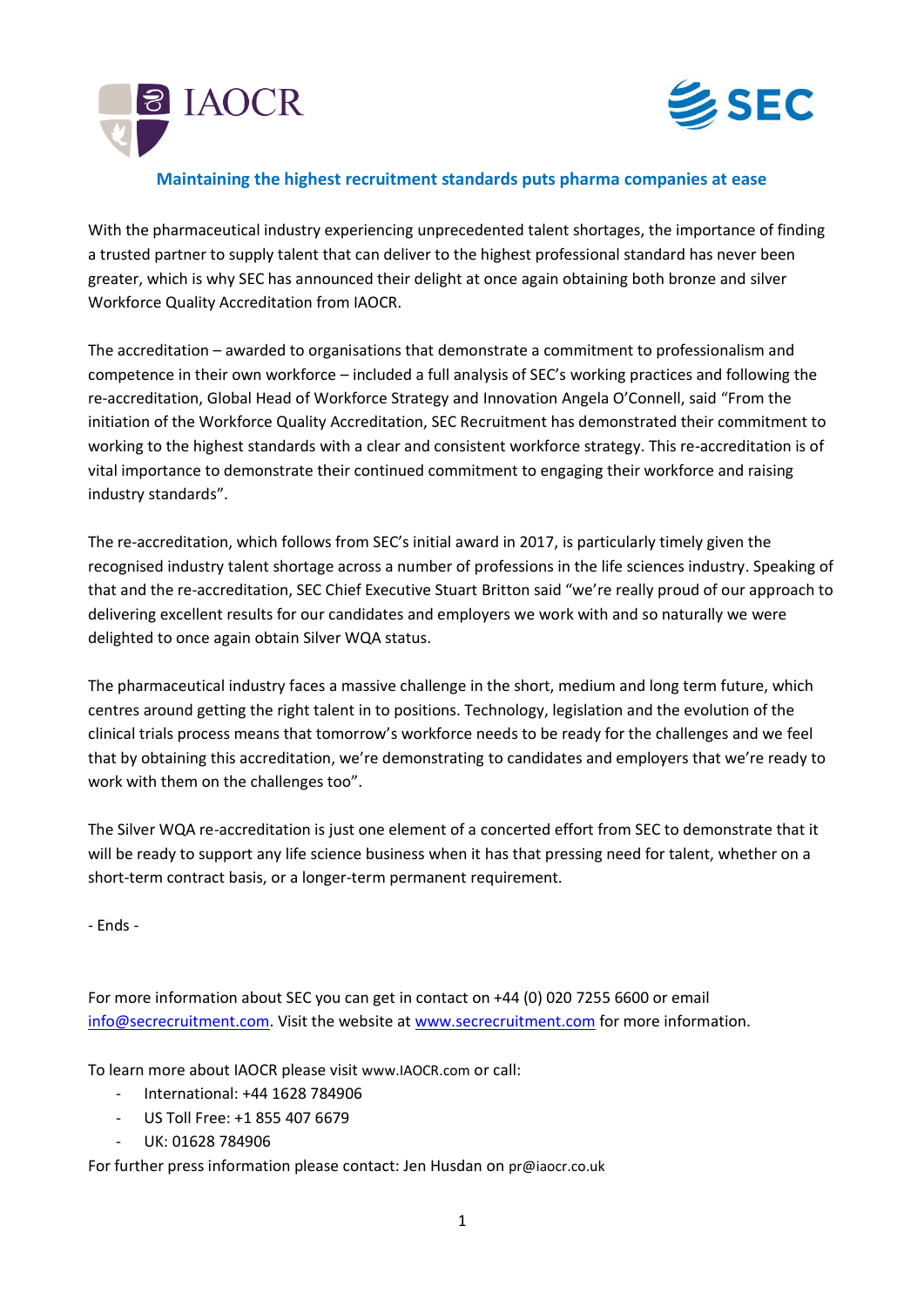IAOCR

SEC

## Maintaining the highest recruitment standards puts pharma companies at ease

With the pharmaceutical industry experiencing unprecedented talent shortages, the importance of finding a trusted partner to supply talent that can deliver to the highest professional standard has never been greater, which is why SEC has announced their delight at once again obtaining both bronze and silver Workforce Quality Accreditation from IAOCR.

The accreditation – awarded to organisations that demonstrate a commitment to professionalism and competence in their own workforce – included a full analysis of SEC's working practices and following the re-accreditation, Global Head of Workforce Strategy and Innovation Angela O'Connell, said "From the initiation of the Workforce Quality Accreditation, SEC Recruitment has demonstrated their commitment to working to the highest standards with a clear and consistent workforce strategy. This re-accreditation is of vital importance to demonstrate their continued commitment to engaging their workforce and raising industry standards".

The re-accreditation, which follows from SEC's initial award in 2017, is particularly timely given the recognised industry talent shortage across a number of professions in the life sciences industry. Speaking of that and the re-accreditation, SEC Chief Executive Stuart Britton said "we're really proud of our approach to delivering excellent results for our candidates and employers we work with and so naturally we were delighted to once again obtain Silver WQA status.

The pharmaceutical industry faces a massive challenge in the short, medium and long term future, which centres around getting the right talent in to positions. Technology, legislation and the evolution of the clinical trials process means that tomorrow's workforce needs to be ready for the challenges and we feel that by obtaining this accreditation, we're demonstrating to candidates and employers that we're ready to work with them on the challenges too".

The Silver WQA re-accreditation is just one element of a concerted effort from SEC to demonstrate that it will be ready to support any life science business when it has that pressing need for talent, whether on a short-term contract basis, or a longer-term permanent requirement.

- Ends -

For more information about SEC you can get in contact on +44 (0) 020 7255 6600 or email info@secrecruitment.com. Visit the website at www.secrecruitment.com for more information.

To learn more about IAOCR please visit www.IAOCR.com or call:

- International: +44 1628 784906
- US Toll Free: +1 855 407 6679
- UK: 01628 784906

For further press information please contact: Jen Husdan on pr@iaocr.co.uk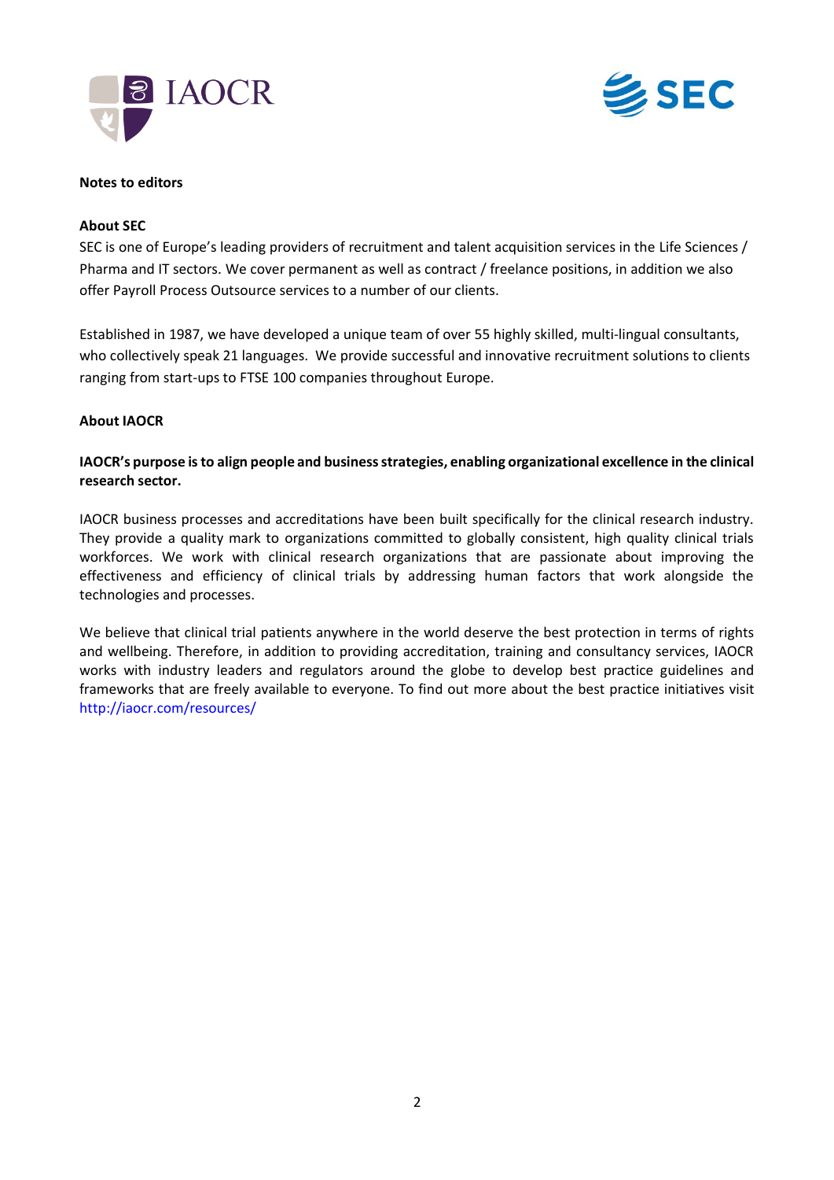**Notes to editors**

**About SEC**

SEC is one of Europe's leading providers of recruitment and talent acquisition services in the Life Sciences / Pharma and IT sectors. We cover permanent as well as contract / freelance positions, in addition we also offer Payroll Process Outsource services to a number of our clients.

Established in 1987, we have developed a unique team of over 55 highly skilled, multi-lingual consultants, who collectively speak 21 languages. We provide successful and innovative recruitment solutions to clients ranging from start-ups to FTSE 100 companies throughout Europe.

**About IAOCR**

**IAOCR's purpose is to align people and business strategies, enabling organizational excellence in the clinical research sector.**

IAOCR business processes and accreditations have been built specifically for the clinical research industry. They provide a quality mark to organizations committed to globally consistent, high quality clinical trials workforces. We work with clinical research organizations that are passionate about improving the effectiveness and efficiency of clinical trials by addressing human factors that work alongside the technologies and processes.

We believe that clinical trial patients anywhere in the world deserve the best protection in terms of rights and wellbeing. Therefore, in addition to providing accreditation, training and consultancy services, IAOCR works with industry leaders and regulators around the globe to develop best practice guidelines and frameworks that are freely available to everyone. To find out more about the best practice initiatives visit http://iaocr.com/resources/